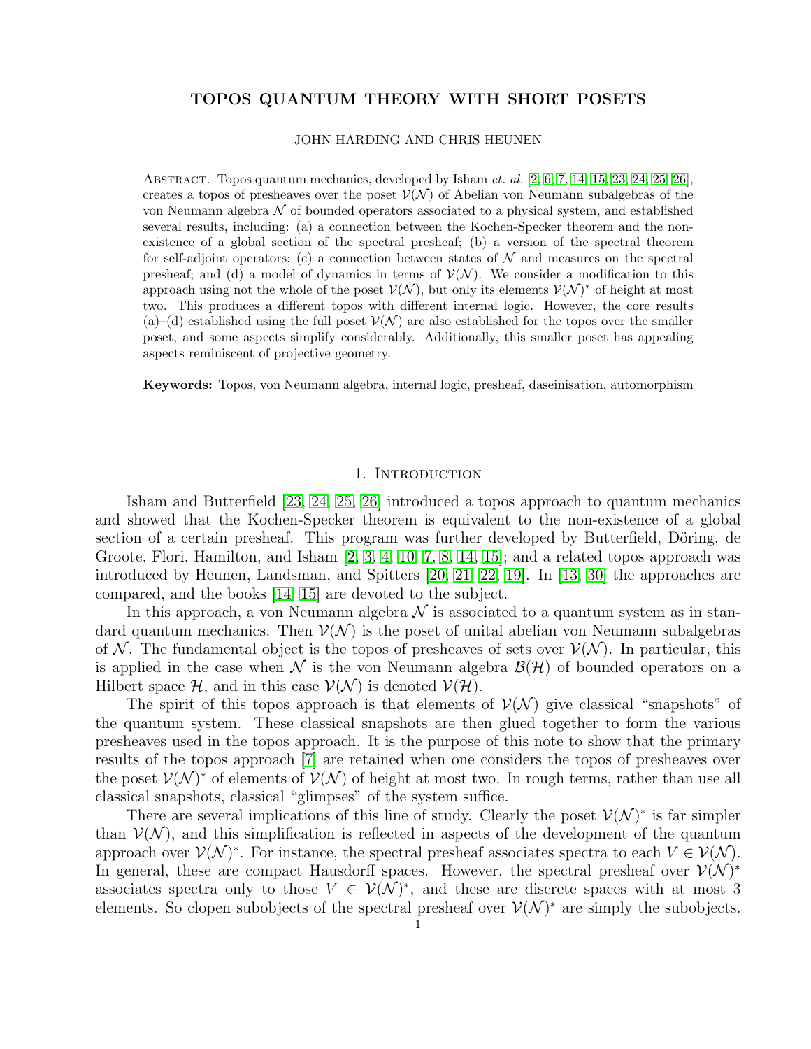# TOPOS QUANTUM THEORY WITH SHORT POSETS

JOHN HARDING AND CHRIS HEUNEN

Abstract. Topos quantum mechanics, developed by Isham *et. al.* [2, 6, 7, 14, 15, 23, 24, 25, 26], creates a topos of presheaves over the poset $\mathcal{V}(\mathcal{N})$ of Abelian von Neumann subalgebras of the von Neumann algebra $\mathcal{N}$ of bounded operators associated to a physical system, and established several results, including: (a) a connection between the Kochen-Specker theorem and the non-existence of a global section of the spectral presheaf; (b) a version of the spectral theorem for self-adjoint operators; (c) a connection between states of $\mathcal{N}$ and measures on the spectral presheaf; and (d) a model of dynamics in terms of $\mathcal{V}(\mathcal{N})$. We consider a modification to this approach using not the whole of the poset $\mathcal{V}(\mathcal{N})$, but only its elements $\mathcal{V}(\mathcal{N})^*$ of height at most two. This produces a different topos with different internal logic. However, the core results (a)–(d) established using the full poset $\mathcal{V}(\mathcal{N})$ are also established for the topos over the smaller poset, and some aspects simplify considerably. Additionally, this smaller poset has appealing aspects reminiscent of projective geometry.

**Keywords:** Topos, von Neumann algebra, internal logic, presheaf, daseinisation, automorphism

## 1. Introduction

Isham and Butterfield [23, 24, 25, 26] introduced a topos approach to quantum mechanics and showed that the Kochen-Specker theorem is equivalent to the non-existence of a global section of a certain presheaf. This program was further developed by Butterfield, Döring, de Groote, Flori, Hamilton, and Isham [2, 3, 4, 10, 7, 8, 14, 15]; and a related topos approach was introduced by Heunen, Landsman, and Spitters [20, 21, 22, 19]. In [13, 30] the approaches are compared, and the books [14, 15] are devoted to the subject.

In this approach, a von Neumann algebra $\mathcal{N}$ is associated to a quantum system as in standard quantum mechanics. Then $\mathcal{V}(\mathcal{N})$ is the poset of unital abelian von Neumann subalgebras of $\mathcal{N}$. The fundamental object is the topos of presheaves of sets over $\mathcal{V}(\mathcal{N})$. In particular, this is applied in the case when $\mathcal{N}$ is the von Neumann algebra $\mathcal{B}(\mathcal{H})$ of bounded operators on a Hilbert space $\mathcal{H}$, and in this case $\mathcal{V}(\mathcal{N})$ is denoted $\mathcal{V}(\mathcal{H})$.

The spirit of this topos approach is that elements of $\mathcal{V}(\mathcal{N})$ give classical "snapshots" of the quantum system. These classical snapshots are then glued together to form the various presheaves used in the topos approach. It is the purpose of this note to show that the primary results of the topos approach [7] are retained when one considers the topos of presheaves over the poset $\mathcal{V}(\mathcal{N})^*$ of elements of $\mathcal{V}(\mathcal{N})$ of height at most two. In rough terms, rather than use all classical snapshots, classical "glimpses" of the system suffice.

There are several implications of this line of study. Clearly the poset $\mathcal{V}(\mathcal{N})^*$ is far simpler than $\mathcal{V}(\mathcal{N})$, and this simplification is reflected in aspects of the development of the quantum approach over $\mathcal{V}(\mathcal{N})^*$. For instance, the spectral presheaf associates spectra to each $V \in \mathcal{V}(\mathcal{N})$. In general, these are compact Hausdorff spaces. However, the spectral presheaf over $\mathcal{V}(\mathcal{N})^*$ associates spectra only to those $V \in \mathcal{V}(\mathcal{N})^*$, and these are discrete spaces with at most 3 elements. So clopen subobjects of the spectral presheaf over $\mathcal{V}(\mathcal{N})^*$ are simply the subobjects.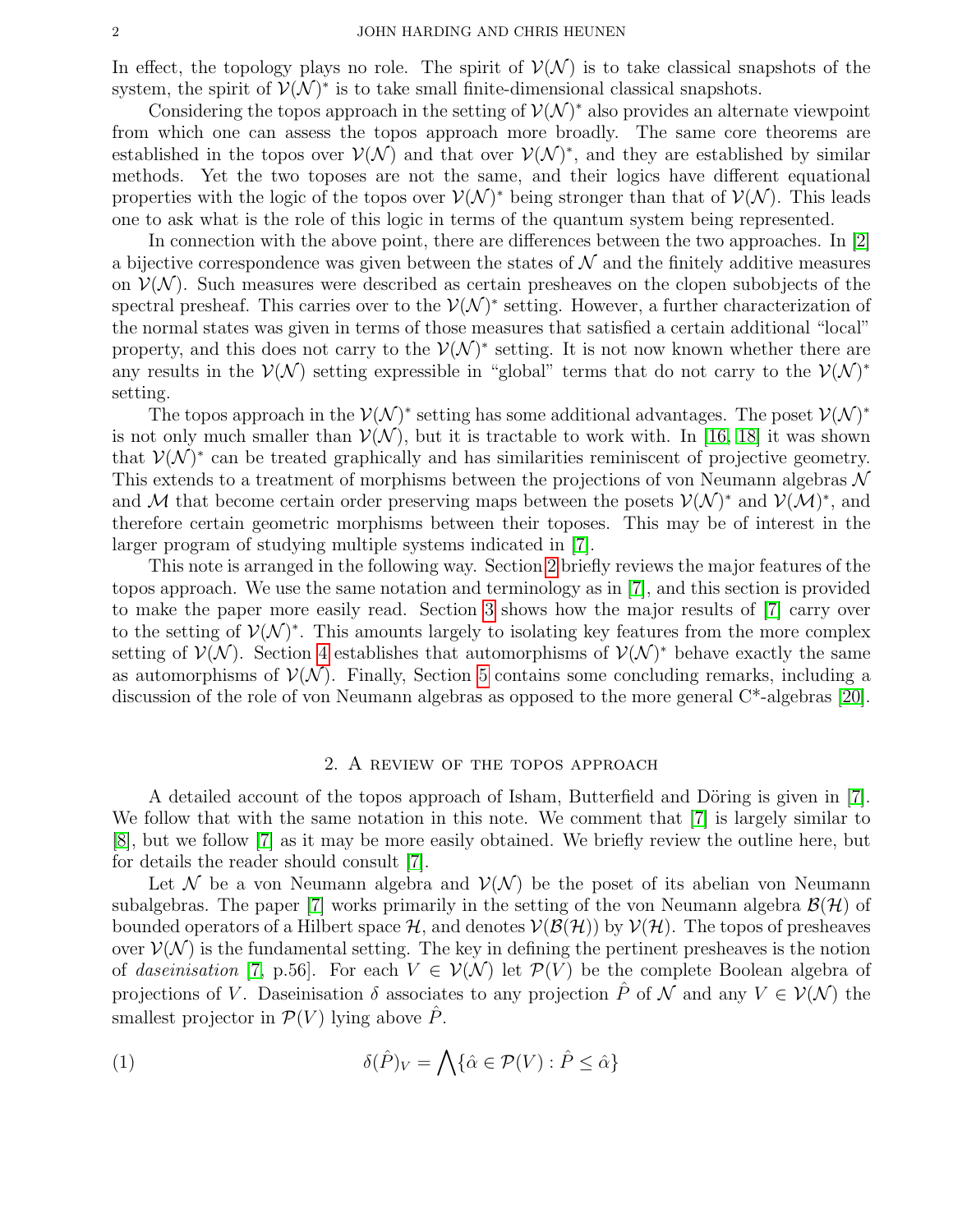In effect, the topology plays no role. The spirit of $\mathcal{V}(\mathcal{N})$ is to take classical snapshots of the system, the spirit of $\mathcal{V}(\mathcal{N})^*$ is to take small finite-dimensional classical snapshots.

Considering the topos approach in the setting of $\mathcal{V}(\mathcal{N})^*$ also provides an alternate viewpoint from which one can assess the topos approach more broadly. The same core theorems are established in the topos over $\mathcal{V}(\mathcal{N})$ and that over $\mathcal{V}(\mathcal{N})^*$, and they are established by similar methods. Yet the two toposes are not the same, and their logics have different equational properties with the logic of the topos over $\mathcal{V}(\mathcal{N})^*$ being stronger than that of $\mathcal{V}(\mathcal{N})$. This leads one to ask what is the role of this logic in terms of the quantum system being represented.

In connection with the above point, there are differences between the two approaches. In [2] a bijective correspondence was given between the states of $\mathcal{N}$ and the finitely additive measures on $\mathcal{V}(\mathcal{N})$. Such measures were described as certain presheaves on the clopen subobjects of the spectral presheaf. This carries over to the $\mathcal{V}(\mathcal{N})^*$ setting. However, a further characterization of the normal states was given in terms of those measures that satisfied a certain additional "local" property, and this does not carry to the $\mathcal{V}(\mathcal{N})^*$ setting. It is not now known whether there are any results in the $\mathcal{V}(\mathcal{N})$ setting expressible in "global" terms that do not carry to the $\mathcal{V}(\mathcal{N})^*$ setting.

The topos approach in the $\mathcal{V}(\mathcal{N})^*$ setting has some additional advantages. The poset $\mathcal{V}(\mathcal{N})^*$ is not only much smaller than $\mathcal{V}(\mathcal{N})$, but it is tractable to work with. In [16, 18] it was shown that $\mathcal{V}(\mathcal{N})^*$ can be treated graphically and has similarities reminiscent of projective geometry. This extends to a treatment of morphisms between the projections of von Neumann algebras $\mathcal{N}$ and $\mathcal{M}$ that become certain order preserving maps between the posets $\mathcal{V}(\mathcal{N})^*$ and $\mathcal{V}(\mathcal{M})^*$, and therefore certain geometric morphisms between their toposes. This may be of interest in the larger program of studying multiple systems indicated in [7].

This note is arranged in the following way. Section 2 briefly reviews the major features of the topos approach. We use the same notation and terminology as in [7], and this section is provided to make the paper more easily read. Section 3 shows how the major results of [7] carry over to the setting of $\mathcal{V}(\mathcal{N})^*$. This amounts largely to isolating key features from the more complex setting of $\mathcal{V}(\mathcal{N})$. Section 4 establishes that automorphisms of $\mathcal{V}(\mathcal{N})^*$ behave exactly the same as automorphisms of $\mathcal{V}(\mathcal{N})$. Finally, Section 5 contains some concluding remarks, including a discussion of the role of von Neumann algebras as opposed to the more general C*-algebras [20].

## 2. A review of the topos approach

A detailed account of the topos approach of Isham, Butterfield and Döring is given in [7]. We follow that with the same notation in this note. We comment that [7] is largely similar to [8], but we follow [7] as it may be more easily obtained. We briefly review the outline here, but for details the reader should consult [7].

Let $\mathcal{N}$ be a von Neumann algebra and $\mathcal{V}(\mathcal{N})$ be the poset of its abelian von Neumann subalgebras. The paper [7] works primarily in the setting of the von Neumann algebra $\mathcal{B}(\mathcal{H})$ of bounded operators of a Hilbert space $\mathcal{H}$, and denotes $\mathcal{V}(\mathcal{B}(\mathcal{H}))$ by $\mathcal{V}(\mathcal{H})$. The topos of presheaves over $\mathcal{V}(\mathcal{N})$ is the fundamental setting. The key in defining the pertinent presheaves is the notion of *daseinisation* [7, p.56]. For each $V \in \mathcal{V}(\mathcal{N})$ let $\mathcal{P}(V)$ be the complete Boolean algebra of projections of $V$. Daseinisation $\delta$ associates to any projection $\hat{P}$ of $\mathcal{N}$ and any $V \in \mathcal{V}(\mathcal{N})$ the smallest projector in $\mathcal{P}(V)$ lying above $\hat{P}$.

$$\delta(\hat{P})_V = \bigwedge\{\hat{\alpha} \in \mathcal{P}(V) : \hat{P} \leq \hat{\alpha}\} \tag{1}$$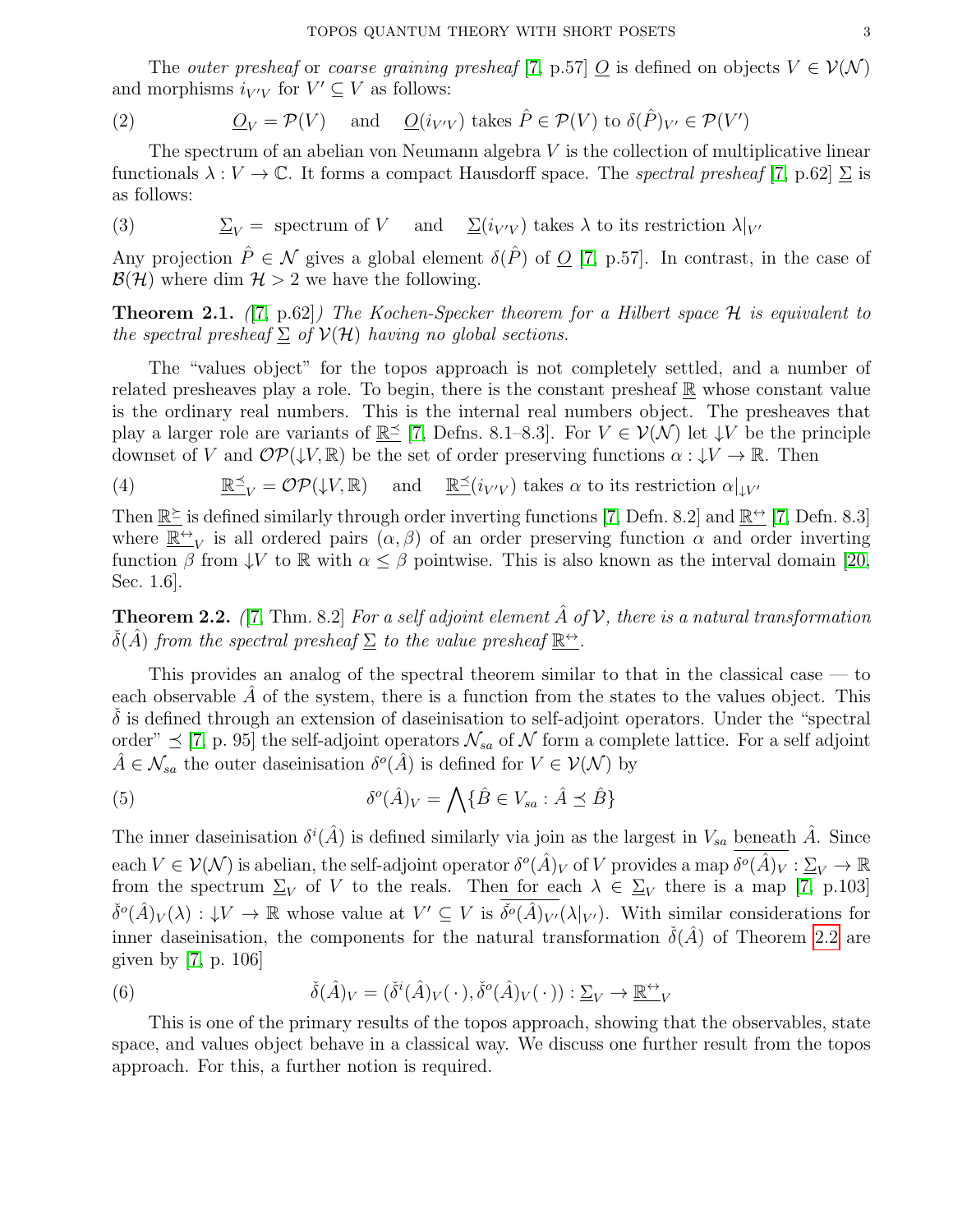The *outer presheaf* or *coarse graining presheaf* [7, p.57] $\underline{O}$ is defined on objects $V \in \mathcal{V}(\mathcal{N})$ and morphisms $i_{V'V}$ for $V' \subseteq V$ as follows:

$$\underline{O}_V = \mathcal{P}(V) \quad \text{and} \quad \underline{O}(i_{V'V}) \text{ takes } \hat{P} \in \mathcal{P}(V) \text{ to } \delta(\hat{P})_{V'} \in \mathcal{P}(V') \tag{2}$$

The spectrum of an abelian von Neumann algebra $V$ is the collection of multiplicative linear functionals $\lambda : V \to \mathbb{C}$. It forms a compact Hausdorff space. The *spectral presheaf* [7, p.62] $\underline{\Sigma}$ is as follows:

$$\underline{\Sigma}_V = \text{ spectrum of } V \quad \text{and} \quad \underline{\Sigma}(i_{V'V}) \text{ takes } \lambda \text{ to its restriction } \lambda|_{V'} \tag{3}$$

Any projection $\hat{P} \in \mathcal{N}$ gives a global element $\delta(\hat{P})$ of $\underline{O}$ [7, p.57]. In contrast, in the case of $\mathcal{B}(\mathcal{H})$ where dim $\mathcal{H} > 2$ we have the following.

**Theorem 2.1.** *([7, p.62]) The Kochen-Specker theorem for a Hilbert space $\mathcal{H}$ is equivalent to the spectral presheaf $\underline{\Sigma}$ of $\mathcal{V}(\mathcal{H})$ having no global sections.*

The "values object" for the topos approach is not completely settled, and a number of related presheaves play a role. To begin, there is the constant presheaf $\underline{\mathbb{R}}$ whose constant value is the ordinary real numbers. This is the internal real numbers object. The presheaves that play a larger role are variants of $\underline{\mathbb{R}^{\preceq}}$ [7, Defns. 8.1–8.3]. For $V \in \mathcal{V}(\mathcal{N})$ let $\downarrow\! V$ be the principle downset of $V$ and $\mathcal{OP}(\downarrow\! V, \mathbb{R})$ be the set of order preserving functions $\alpha : \downarrow\! V \to \mathbb{R}$. Then

$$\underline{\mathbb{R}^{\preceq}}_V = \mathcal{OP}(\downarrow\! V, \mathbb{R}) \quad \text{and} \quad \underline{\mathbb{R}^{\preceq}}(i_{V'V}) \text{ takes } \alpha \text{ to its restriction } \alpha|_{\downarrow V'} \tag{4}$$

Then $\underline{\mathbb{R}^{\succeq}}$ is defined similarly through order inverting functions [7, Defn. 8.2] and $\underline{\mathbb{R}^{\leftrightarrow}}$ [7, Defn. 8.3] where $\underline{\mathbb{R}^{\leftrightarrow}}_V$ is all ordered pairs $(\alpha, \beta)$ of an order preserving function $\alpha$ and order inverting function $\beta$ from $\downarrow\! V$ to $\mathbb{R}$ with $\alpha \leq \beta$ pointwise. This is also known as the interval domain [20, Sec. 1.6].

**Theorem 2.2.** *([7] Thm. 8.2] For a self adjoint element $\hat{A}$ of $\mathcal{V}$, there is a natural transformation $\breve{\delta}(\hat{A})$ from the spectral presheaf $\underline{\Sigma}$ to the value presheaf $\underline{\mathbb{R}^{\leftrightarrow}}$.*

This provides an analog of the spectral theorem similar to that in the classical case — to each observable $\hat{A}$ of the system, there is a function from the states to the values object. This $\breve{\delta}$ is defined through an extension of daseinisation to self-adjoint operators. Under the "spectral order" $\preceq$ [7, p. 95] the self-adjoint operators $\mathcal{N}_{sa}$ of $\mathcal{N}$ form a complete lattice. For a self adjoint $\hat{A} \in \mathcal{N}_{sa}$ the outer daseinisation $\delta^o(\hat{A})$ is defined for $V \in \mathcal{V}(\mathcal{N})$ by

$$\delta^o(\hat{A})_V = \bigwedge \{\hat{B} \in V_{sa} : \hat{A} \preceq \hat{B}\} \tag{5}$$

The inner daseinisation $\delta^i(\hat{A})$ is defined similarly via join as the largest in $V_{sa}$ beneath $\hat{A}$. Since each $V \in \mathcal{V}(\mathcal{N})$ is abelian, the self-adjoint operator $\delta^o(\hat{A})_V$ of $V$ provides a map $\overline{\delta^o(\hat{A})_V} : \underline{\Sigma}_V \to \mathbb{R}$ from the spectrum $\underline{\Sigma}_V$ of $V$ to the reals. Then for each $\lambda \in \underline{\Sigma}_V$ there is a map [7, p.103] $\breve{\delta}^o(\hat{A})_V(\lambda) : \downarrow\! V \to \mathbb{R}$ whose value at $V' \subseteq V$ is $\overline{\delta^o(\hat{A})_{V'}}(\lambda|_{V'})$. With similar considerations for inner daseinisation, the components for the natural transformation $\breve{\delta}(\hat{A})$ of Theorem 2.2 are given by [7, p. 106]

$$\breve{\delta}(\hat{A})_V = (\breve{\delta}^i(\hat{A})_V(\,\cdot\,), \breve{\delta}^o(\hat{A})_V(\,\cdot\,)) : \underline{\Sigma}_V \to \underline{\mathbb{R}^{\leftrightarrow}}_V \tag{6}$$

This is one of the primary results of the topos approach, showing that the observables, state space, and values object behave in a classical way. We discuss one further result from the topos approach. For this, a further notion is required.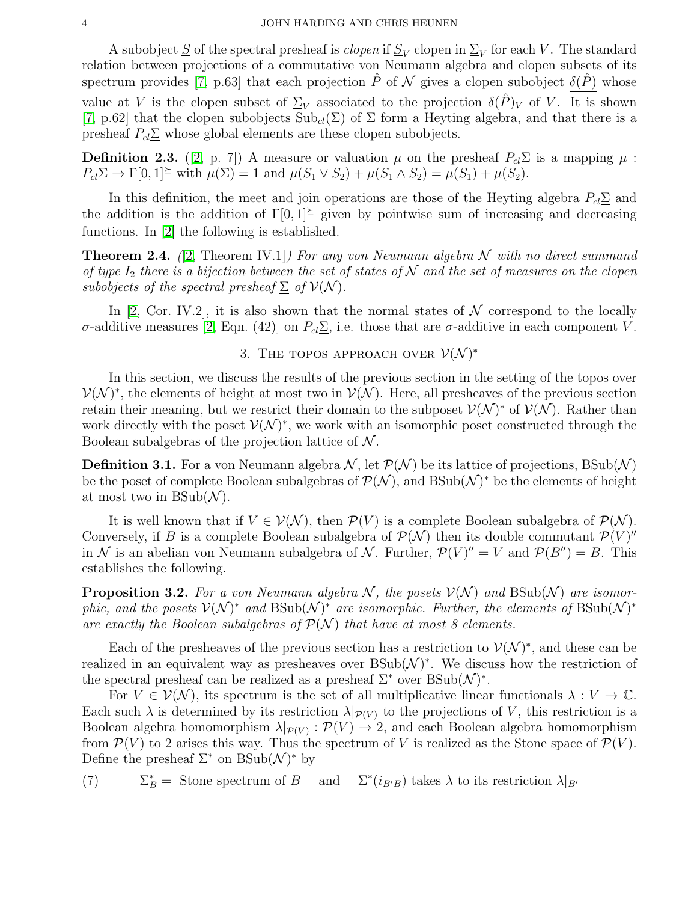A subobject $\underline{S}$ of the spectral presheaf is *clopen* if $\underline{S}_V$ clopen in $\underline{\Sigma}_V$ for each $V$. The standard relation between projections of a commutative von Neumann algebra and clopen subsets of its spectrum provides [7, p.63] that each projection $\hat{P}$ of $\mathcal{N}$ gives a clopen subobject $\underline{\delta(\hat{P})}$ whose value at $V$ is the clopen subset of $\underline{\Sigma}_V$ associated to the projection $\delta(\hat{P})_V$ of $V$. It is shown [7, p.62] that the clopen subobjects $\mathrm{Sub}_{cl}(\underline{\Sigma})$ of $\underline{\Sigma}$ form a Heyting algebra, and that there is a presheaf $P_{cl}\underline{\Sigma}$ whose global elements are these clopen subobjects.

**Definition 2.3.** ([2, p. 7]) A measure or valuation $\mu$ on the presheaf $P_{cl}\underline{\Sigma}$ is a mapping $\mu : P_{cl}\underline{\Sigma} \to \Gamma\underline{[0,1]^{\succeq}}$ with $\mu(\underline{\Sigma}) = 1$ and $\mu(\underline{S_1} \vee \underline{S_2}) + \mu(\underline{S_1} \wedge \underline{S_2}) = \mu(\underline{S_1}) + \mu(\underline{S_2})$.

In this definition, the meet and join operations are those of the Heyting algebra $P_{cl}\underline{\Sigma}$ and the addition is the addition of $\Gamma\underline{[0,1]^{\succeq}}$ given by pointwise sum of increasing and decreasing functions. In [2] the following is established.

**Theorem 2.4.** *([2, Theorem IV.1]) For any von Neumann algebra $\mathcal{N}$ with no direct summand of type $I_2$ there is a bijection between the set of states of $\mathcal{N}$ and the set of measures on the clopen subobjects of the spectral presheaf $\underline{\Sigma}$ of $\mathcal{V}(\mathcal{N})$.*

In [2, Cor. IV.2], it is also shown that the normal states of $\mathcal{N}$ correspond to the locally $\sigma$-additive measures [2, Eqn. (42)] on $P_{cl}\underline{\Sigma}$, i.e. those that are $\sigma$-additive in each component $V$.

## 3. The topos approach over $\mathcal{V}(\mathcal{N})^*$

In this section, we discuss the results of the previous section in the setting of the topos over $\mathcal{V}(\mathcal{N})^*$, the elements of height at most two in $\mathcal{V}(\mathcal{N})$. Here, all presheaves of the previous section retain their meaning, but we restrict their domain to the subposet $\mathcal{V}(\mathcal{N})^*$ of $\mathcal{V}(\mathcal{N})$. Rather than work directly with the poset $\mathcal{V}(\mathcal{N})^*$, we work with an isomorphic poset constructed through the Boolean subalgebras of the projection lattice of $\mathcal{N}$.

**Definition 3.1.** For a von Neumann algebra $\mathcal{N}$, let $\mathcal{P}(\mathcal{N})$ be its lattice of projections, $\mathrm{BSub}(\mathcal{N})$ be the poset of complete Boolean subalgebras of $\mathcal{P}(\mathcal{N})$, and $\mathrm{BSub}(\mathcal{N})^*$ be the elements of height at most two in $\mathrm{BSub}(\mathcal{N})$.

It is well known that if $V \in \mathcal{V}(\mathcal{N})$, then $\mathcal{P}(V)$ is a complete Boolean subalgebra of $\mathcal{P}(\mathcal{N})$. Conversely, if $B$ is a complete Boolean subalgebra of $\mathcal{P}(\mathcal{N})$ then its double commutant $\mathcal{P}(V)''$ in $\mathcal{N}$ is an abelian von Neumann subalgebra of $\mathcal{N}$. Further, $\mathcal{P}(V)'' = V$ and $\mathcal{P}(B'') = B$. This establishes the following.

**Proposition 3.2.** *For a von Neumann algebra $\mathcal{N}$, the posets $\mathcal{V}(\mathcal{N})$ and $\mathrm{BSub}(\mathcal{N})$ are isomorphic, and the posets $\mathcal{V}(\mathcal{N})^*$ and $\mathrm{BSub}(\mathcal{N})^*$ are isomorphic. Further, the elements of $\mathrm{BSub}(\mathcal{N})^*$ are exactly the Boolean subalgebras of $\mathcal{P}(\mathcal{N})$ that have at most 8 elements.*

Each of the presheaves of the previous section has a restriction to $\mathcal{V}(\mathcal{N})^*$, and these can be realized in an equivalent way as presheaves over $\mathrm{BSub}(\mathcal{N})^*$. We discuss how the restriction of the spectral presheaf can be realized as a presheaf $\underline{\Sigma}^*$ over $\mathrm{BSub}(\mathcal{N})^*$.

For $V \in \mathcal{V}(\mathcal{N})$, its spectrum is the set of all multiplicative linear functionals $\lambda : V \to \mathbb{C}$. Each such $\lambda$ is determined by its restriction $\lambda|_{\mathcal{P}(V)}$ to the projections of $V$, this restriction is a Boolean algebra homomorphism $\lambda|_{\mathcal{P}(V)} : \mathcal{P}(V) \to 2$, and each Boolean algebra homomorphism from $\mathcal{P}(V)$ to 2 arises this way. Thus the spectrum of $V$ is realized as the Stone space of $\mathcal{P}(V)$. Define the presheaf $\underline{\Sigma}^*$ on $\mathrm{BSub}(\mathcal{N})^*$ by

$$\underline{\Sigma}^*_B = \text{ Stone spectrum of } B \quad \text{ and } \quad \underline{\Sigma}^*(i_{B'B}) \text{ takes } \lambda \text{ to its restriction } \lambda|_{B'} \tag{7}$$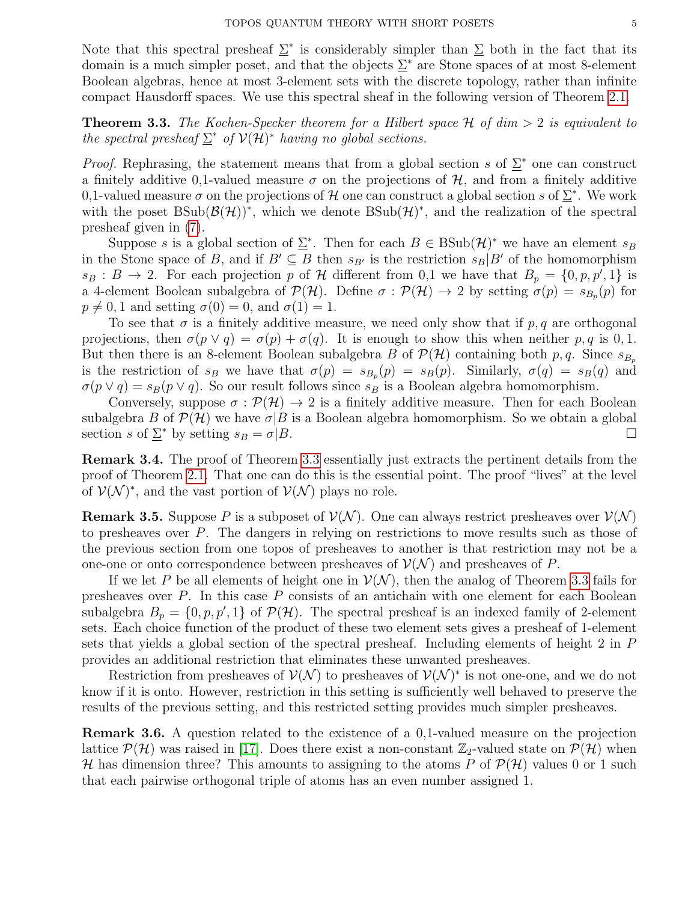Note that this spectral presheaf $\underline{\Sigma}^*$ is considerably simpler than $\underline{\Sigma}$ both in the fact that its domain is a much simpler poset, and that the objects $\underline{\Sigma}^*$ are Stone spaces of at most 8-element Boolean algebras, hence at most 3-element sets with the discrete topology, rather than infinite compact Hausdorff spaces. We use this spectral sheaf in the following version of Theorem 2.1.

**Theorem 3.3.** *The Kochen-Specker theorem for a Hilbert space $\mathcal{H}$ of dim $> 2$ is equivalent to the spectral presheaf $\underline{\Sigma}^*$ of $\mathcal{V}(\mathcal{H})^*$ having no global sections.*

*Proof.* Rephrasing, the statement means that from a global section $s$ of $\underline{\Sigma}^*$ one can construct a finitely additive 0,1-valued measure $\sigma$ on the projections of $\mathcal{H}$, and from a finitely additive 0,1-valued measure $\sigma$ on the projections of $\mathcal{H}$ one can construct a global section $s$ of $\underline{\Sigma}^*$. We work with the poset $\mathrm{BSub}(\mathcal{B}(\mathcal{H}))^*$, which we denote $\mathrm{BSub}(\mathcal{H})^*$, and the realization of the spectral presheaf given in (7).

Suppose $s$ is a global section of $\underline{\Sigma}^*$. Then for each $B \in \mathrm{BSub}(\mathcal{H})^*$ we have an element $s_B$ in the Stone space of $B$, and if $B' \subseteq B$ then $s_{B'}$ is the restriction $s_B|B'$ of the homomorphism $s_B : B \to 2$. For each projection $p$ of $\mathcal{H}$ different from 0,1 we have that $B_p = \{0, p, p', 1\}$ is a 4-element Boolean subalgebra of $\mathcal{P}(\mathcal{H})$. Define $\sigma : \mathcal{P}(\mathcal{H}) \to 2$ by setting $\sigma(p) = s_{B_p}(p)$ for $p \neq 0, 1$ and setting $\sigma(0) = 0$, and $\sigma(1) = 1$.

To see that $\sigma$ is a finitely additive measure, we need only show that if $p, q$ are orthogonal projections, then $\sigma(p \vee q) = \sigma(p) + \sigma(q)$. It is enough to show this when neither $p, q$ is $0, 1$. But then there is an 8-element Boolean subalgebra $B$ of $\mathcal{P}(\mathcal{H})$ containing both $p, q$. Since $s_{B_p}$ is the restriction of $s_B$ we have that $\sigma(p) = s_{B_p}(p) = s_B(p)$. Similarly, $\sigma(q) = s_B(q)$ and $\sigma(p \vee q) = s_B(p \vee q)$. So our result follows since $s_B$ is a Boolean algebra homomorphism.

Conversely, suppose $\sigma : \mathcal{P}(\mathcal{H}) \to 2$ is a finitely additive measure. Then for each Boolean subalgebra $B$ of $\mathcal{P}(\mathcal{H})$ we have $\sigma|B$ is a Boolean algebra homomorphism. So we obtain a global section $s$ of $\underline{\Sigma}^*$ by setting $s_B = \sigma|B$. □

**Remark 3.4.** The proof of Theorem 3.3 essentially just extracts the pertinent details from the proof of Theorem 2.1. That one can do this is the essential point. The proof "lives" at the level of $\mathcal{V}(\mathcal{N})^*$, and the vast portion of $\mathcal{V}(\mathcal{N})$ plays no role.

**Remark 3.5.** Suppose $P$ is a subposet of $\mathcal{V}(\mathcal{N})$. One can always restrict presheaves over $\mathcal{V}(\mathcal{N})$ to presheaves over $P$. The dangers in relying on restrictions to move results such as those of the previous section from one topos of presheaves to another is that restriction may not be a one-one or onto correspondence between presheaves of $\mathcal{V}(\mathcal{N})$ and presheaves of $P$.

If we let $P$ be all elements of height one in $\mathcal{V}(\mathcal{N})$, then the analog of Theorem 3.3 fails for presheaves over $P$. In this case $P$ consists of an antichain with one element for each Boolean subalgebra $B_p = \{0, p, p', 1\}$ of $\mathcal{P}(\mathcal{H})$. The spectral presheaf is an indexed family of 2-element sets. Each choice function of the product of these two element sets gives a presheaf of 1-element sets that yields a global section of the spectral presheaf. Including elements of height 2 in $P$ provides an additional restriction that eliminates these unwanted presheaves.

Restriction from presheaves of $\mathcal{V}(\mathcal{N})$ to presheaves of $\mathcal{V}(\mathcal{N})^*$ is not one-one, and we do not know if it is onto. However, restriction in this setting is sufficiently well behaved to preserve the results of the previous setting, and this restricted setting provides much simpler presheaves.

**Remark 3.6.** A question related to the existence of a 0,1-valued measure on the projection lattice $\mathcal{P}(\mathcal{H})$ was raised in [17]. Does there exist a non-constant $\mathbb{Z}_2$-valued state on $\mathcal{P}(\mathcal{H})$ when $\mathcal{H}$ has dimension three? This amounts to assigning to the atoms $P$ of $\mathcal{P}(\mathcal{H})$ values 0 or 1 such that each pairwise orthogonal triple of atoms has an even number assigned 1.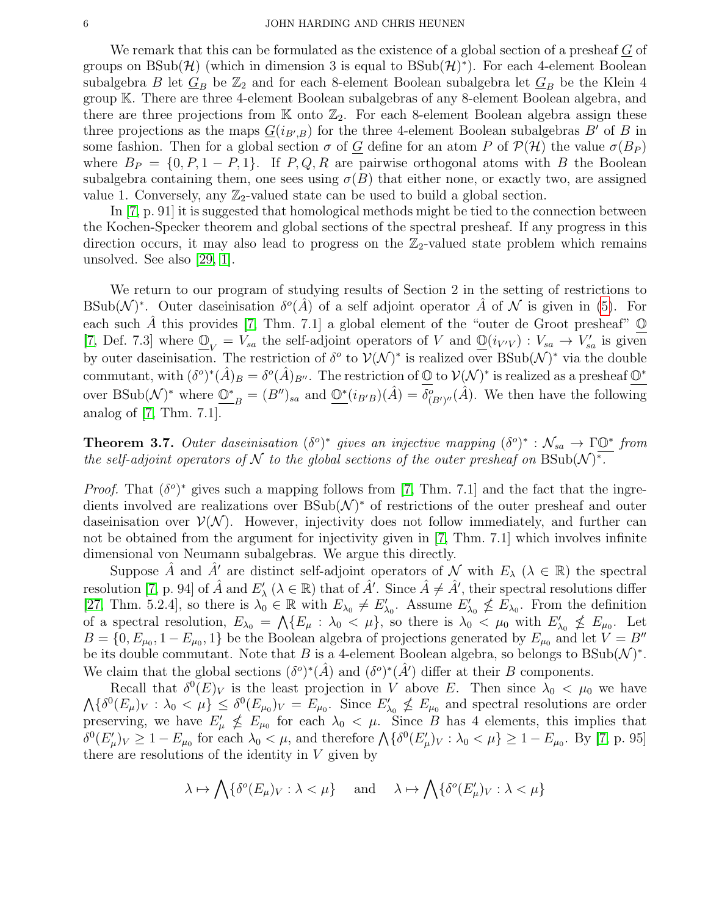We remark that this can be formulated as the existence of a global section of a presheaf $\underline{G}$ of groups on $\mathrm{BSub}(\mathcal{H})$ (which in dimension 3 is equal to $\mathrm{BSub}(\mathcal{H})^*$). For each 4-element Boolean subalgebra $B$ let $\underline{G}_B$ be $\mathbb{Z}_2$ and for each 8-element Boolean subalgebra let $\underline{G}_B$ be the Klein 4 group $\mathbb{K}$. There are three 4-element Boolean subalgebras of any 8-element Boolean algebra, and there are three projections from $\mathbb{K}$ onto $\mathbb{Z}_2$. For each 8-element Boolean algebra assign these three projections as the maps $\underline{G}(i_{B',B})$ for the three 4-element Boolean subalgebras $B'$ of $B$ in some fashion. Then for a global section $\sigma$ of $\underline{G}$ define for an atom $P$ of $\mathcal{P}(\mathcal{H})$ the value $\sigma(B_P)$ where $B_P = \{0, P, 1-P, 1\}$. If $P, Q, R$ are pairwise orthogonal atoms with $B$ the Boolean subalgebra containing them, one sees using $\sigma(B)$ that either none, or exactly two, are assigned value 1. Conversely, any $\mathbb{Z}_2$-valued state can be used to build a global section.

In [7, p. 91] it is suggested that homological methods might be tied to the connection between the Kochen-Specker theorem and global sections of the spectral presheaf. If any progress in this direction occurs, it may also lead to progress on the $\mathbb{Z}_2$-valued state problem which remains unsolved. See also [29, 1].

We return to our program of studying results of Section 2 in the setting of restrictions to $\mathrm{BSub}(\mathcal{N})^*$. Outer daseinisation $\delta^o(\hat{A})$ of a self adjoint operator $\hat{A}$ of $\mathcal{N}$ is given in (5). For each such $\hat{A}$ this provides [7, Thm. 7.1] a global element of the "outer de Groot presheaf" $\underline{\mathbb{O}}$ [7, Def. 7.3] where $\underline{\mathbb{O}}_V = V_{sa}$ the self-adjoint operators of $V$ and $\underline{\mathbb{O}}(i_{V'V}) : V_{sa} \to V'_{sa}$ is given by outer daseinisation. The restriction of $\delta^o$ to $\mathcal{V}(\mathcal{N})^*$ is realized over $\mathrm{BSub}(\mathcal{N})^*$ via the double commutant, with $(\delta^o)^*(\hat{A})_B = \delta^o(\hat{A})_{B''}$. The restriction of $\underline{\mathbb{O}}$ to $\mathcal{V}(\mathcal{N})^*$ is realized as a presheaf $\underline{\mathbb{O}^*}$ over $\mathrm{BSub}(\mathcal{N})^*$ where $\underline{\mathbb{O}^*}_B = (B'')_{sa}$ and $\underline{\mathbb{O}^*}(i_{B'B})(\hat{A}) = \delta^o_{(B')''}(\hat{A})$. We then have the following analog of [7, Thm. 7.1].

**Theorem 3.7.** *Outer daseinisation $(\delta^o)^*$ gives an injective mapping $(\delta^o)^* : \mathcal{N}_{sa} \to \Gamma\underline{\mathbb{O}^*}$ from the self-adjoint operators of $\mathcal{N}$ to the global sections of the outer presheaf on $\mathrm{BSub}(\mathcal{N})^*$.*

*Proof.* That $(\delta^o)^*$ gives such a mapping follows from [7, Thm. 7.1] and the fact that the ingredients involved are realizations over $\mathrm{BSub}(\mathcal{N})^*$ of restrictions of the outer presheaf and outer daseinisation over $\mathcal{V}(\mathcal{N})$. However, injectivity does not follow immediately, and further can not be obtained from the argument for injectivity given in [7, Thm. 7.1] which involves infinite dimensional von Neumann subalgebras. We argue this directly.

Suppose $\hat{A}$ and $\hat{A}'$ are distinct self-adjoint operators of $\mathcal{N}$ with $E_\lambda$ ($\lambda \in \mathbb{R}$) the spectral resolution [7, p. 94] of $\hat{A}$ and $E'_\lambda$ ($\lambda \in \mathbb{R}$) that of $\hat{A}'$. Since $\hat{A} \neq \hat{A}'$, their spectral resolutions differ [27, Thm. 5.2.4], so there is $\lambda_0 \in \mathbb{R}$ with $E_{\lambda_0} \neq E'_{\lambda_0}$. Assume $E'_{\lambda_0} \not\leq E_{\lambda_0}$. From the definition of a spectral resolution, $E_{\lambda_0} = \bigwedge\{E_\mu : \lambda_0 < \mu\}$, so there is $\lambda_0 < \mu_0$ with $E'_{\lambda_0} \not\leq E_{\mu_0}$. Let $B = \{0, E_{\mu_0}, 1 - E_{\mu_0}, 1\}$ be the Boolean algebra of projections generated by $E_{\mu_0}$ and let $V = B''$ be its double commutant. Note that $B$ is a 4-element Boolean algebra, so belongs to $\mathrm{BSub}(\mathcal{N})^*$. We claim that the global sections $(\delta^o)^*(\hat{A})$ and $(\delta^o)^*(\hat{A}')$ differ at their $B$ components.

Recall that $\delta^0(E)_V$ is the least projection in $V$ above $E$. Then since $\lambda_0 < \mu_0$ we have $\bigwedge\{\delta^0(E_\mu)_V : \lambda_0 < \mu\} \leq \delta^0(E_{\mu_0})_V = E_{\mu_0}$. Since $E'_{\lambda_0} \not\leq E_{\mu_0}$ and spectral resolutions are order preserving, we have $E'_\mu \not\leq E_{\mu_0}$ for each $\lambda_0 < \mu$. Since $B$ has 4 elements, this implies that $\delta^0(E'_\mu)_V \geq 1 - E_{\mu_0}$ for each $\lambda_0 < \mu$, and therefore $\bigwedge\{\delta^0(E'_\mu)_V : \lambda_0 < \mu\} \geq 1 - E_{\mu_0}$. By [7, p. 95] there are resolutions of the identity in $V$ given by

$$\lambda \mapsto \bigwedge\{\delta^o(E_\mu)_V : \lambda < \mu\} \quad \text{ and } \quad \lambda \mapsto \bigwedge\{\delta^o(E'_\mu)_V : \lambda < \mu\}$$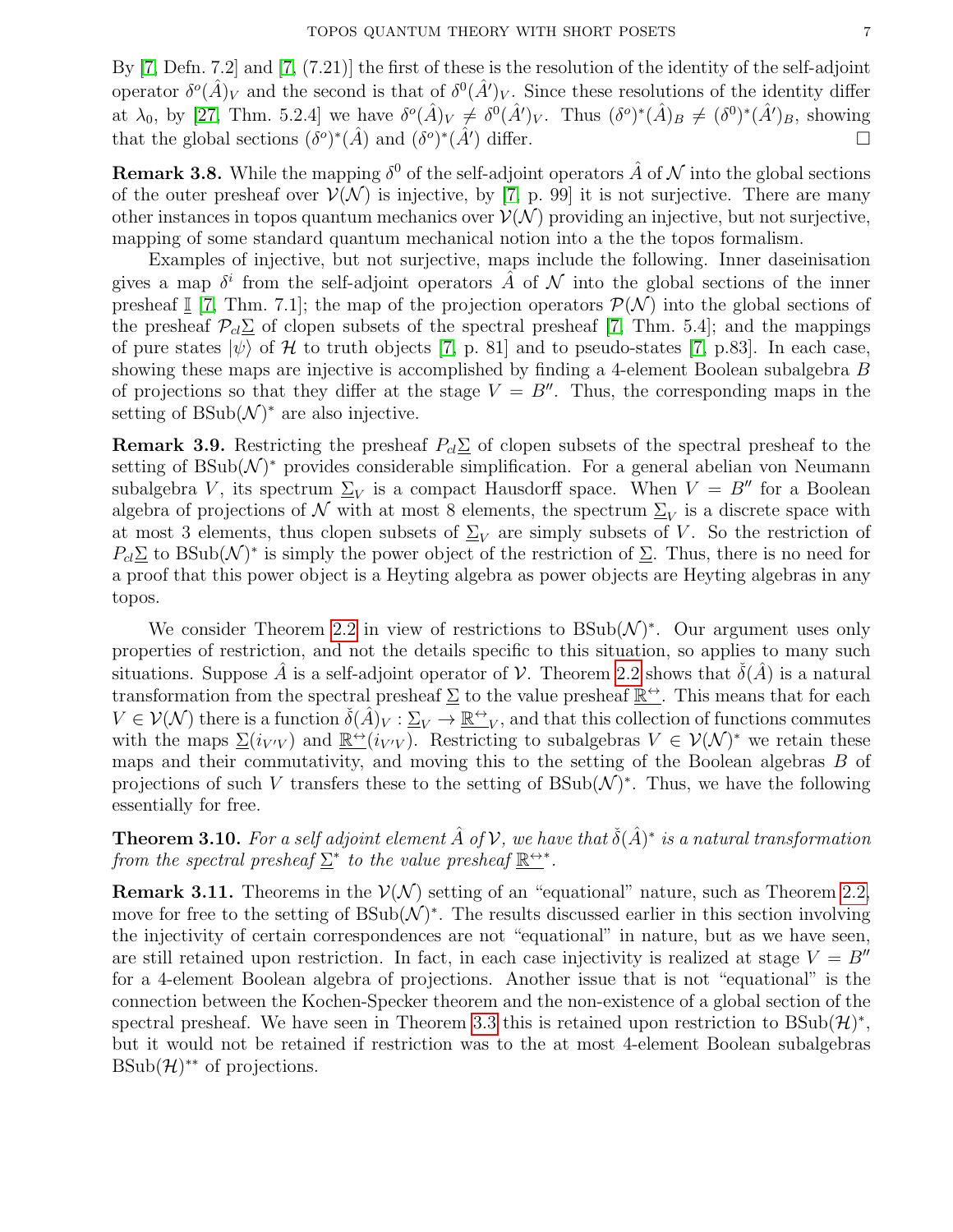By [7, Defn. 7.2] and [7, (7.21)] the first of these is the resolution of the identity of the self-adjoint operator $\delta^o(\hat{A})_V$ and the second is that of $\delta^0(\hat{A}')_V$. Since these resolutions of the identity differ at $\lambda_0$, by [27, Thm. 5.2.4] we have $\delta^o(\hat{A})_V \neq \delta^0(\hat{A}')_V$. Thus $(\delta^o)^*(\hat{A})_B \neq (\delta^0)^*(\hat{A}')_B$, showing that the global sections $(\delta^o)^*(\hat{A})$ and $(\delta^o)^*(\hat{A}')$ differ. □

**Remark 3.8.** While the mapping $\delta^0$ of the self-adjoint operators $\hat{A}$ of $\mathcal{N}$ into the global sections of the outer presheaf over $\mathcal{V}(\mathcal{N})$ is injective, by [7, p. 99] it is not surjective. There are many other instances in topos quantum mechanics over $\mathcal{V}(\mathcal{N})$ providing an injective, but not surjective, mapping of some standard quantum mechanical notion into a the the topos formalism.

Examples of injective, but not surjective, maps include the following. Inner daseinisation gives a map $\delta^i$ from the self-adjoint operators $\hat{A}$ of $\mathcal{N}$ into the global sections of the inner presheaf $\underline{\mathbb{I}}$ [7, Thm. 7.1]; the map of the projection operators $\mathcal{P}(\mathcal{N})$ into the global sections of the presheaf $\mathcal{P}_{cl}\underline{\Sigma}$ of clopen subsets of the spectral presheaf [7, Thm. 5.4]; and the mappings of pure states $|\psi\rangle$ of $\mathcal{H}$ to truth objects [7, p. 81] and to pseudo-states [7, p.83]. In each case, showing these maps are injective is accomplished by finding a 4-element Boolean subalgebra $B$ of projections so that they differ at the stage $V = B''$. Thus, the corresponding maps in the setting of $\mathrm{BSub}(\mathcal{N})^*$ are also injective.

**Remark 3.9.** Restricting the presheaf $P_{cl}\underline{\Sigma}$ of clopen subsets of the spectral presheaf to the setting of $\mathrm{BSub}(\mathcal{N})^*$ provides considerable simplification. For a general abelian von Neumann subalgebra $V$, its spectrum $\underline{\Sigma}_V$ is a compact Hausdorff space. When $V = B''$ for a Boolean algebra of projections of $\mathcal{N}$ with at most 8 elements, the spectrum $\underline{\Sigma}_V$ is a discrete space with at most 3 elements, thus clopen subsets of $\underline{\Sigma}_V$ are simply subsets of $V$. So the restriction of $P_{cl}\underline{\Sigma}$ to $\mathrm{BSub}(\mathcal{N})^*$ is simply the power object of the restriction of $\underline{\Sigma}$. Thus, there is no need for a proof that this power object is a Heyting algebra as power objects are Heyting algebras in any topos.

We consider Theorem 2.2 in view of restrictions to $\mathrm{BSub}(\mathcal{N})^*$. Our argument uses only properties of restriction, and not the details specific to this situation, so applies to many such situations. Suppose $\hat{A}$ is a self-adjoint operator of $\mathcal{V}$. Theorem 2.2 shows that $\breve{\delta}(\hat{A})$ is a natural transformation from the spectral presheaf $\underline{\Sigma}$ to the value presheaf $\underline{\mathbb{R}^{\leftrightarrow}}$. This means that for each $V \in \mathcal{V}(\mathcal{N})$ there is a function $\breve{\delta}(\hat{A})_V : \underline{\Sigma}_V \to \underline{\mathbb{R}^{\leftrightarrow}}_V$, and that this collection of functions commutes with the maps $\underline{\Sigma}(i_{V'V})$ and $\underline{\mathbb{R}^{\leftrightarrow}}(i_{V'V})$. Restricting to subalgebras $V \in \mathcal{V}(\mathcal{N})^*$ we retain these maps and their commutativity, and moving this to the setting of the Boolean algebras $B$ of projections of such $V$ transfers these to the setting of $\mathrm{BSub}(\mathcal{N})^*$. Thus, we have the following essentially for free.

**Theorem 3.10.** *For a self adjoint element $\hat{A}$ of $\mathcal{V}$, we have that $\breve{\delta}(\hat{A})^*$ is a natural transformation from the spectral presheaf $\underline{\Sigma}^*$ to the value presheaf $\underline{\mathbb{R}^{\leftrightarrow}}^*$.*

**Remark 3.11.** Theorems in the $\mathcal{V}(\mathcal{N})$ setting of an "equational" nature, such as Theorem 2.2, move for free to the setting of $\mathrm{BSub}(\mathcal{N})^*$. The results discussed earlier in this section involving the injectivity of certain correspondences are not "equational" in nature, but as we have seen, are still retained upon restriction. In fact, in each case injectivity is realized at stage $V = B''$ for a 4-element Boolean algebra of projections. Another issue that is not "equational" is the connection between the Kochen-Specker theorem and the non-existence of a global section of the spectral presheaf. We have seen in Theorem 3.3 this is retained upon restriction to $\mathrm{BSub}(\mathcal{H})^*$, but it would not be retained if restriction was to the at most 4-element Boolean subalgebras $\mathrm{BSub}(\mathcal{H})^{**}$ of projections.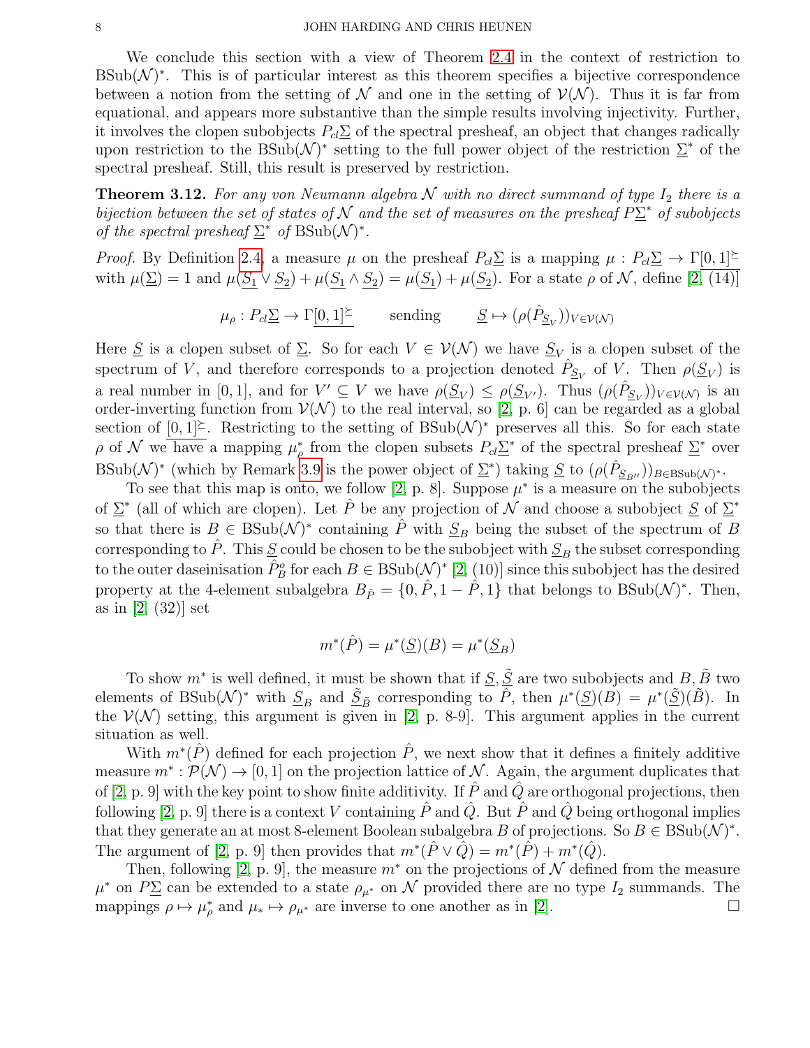We conclude this section with a view of Theorem 2.4 in the context of restriction to $\mathrm{BSub}(\mathcal{N})^*$. This is of particular interest as this theorem specifies a bijective correspondence between a notion from the setting of $\mathcal{N}$ and one in the setting of $\mathcal{V}(\mathcal{N})$. Thus it is far from equational, and appears more substantive than the simple results involving injectivity. Further, it involves the clopen subobjects $P_{cl}\underline{\Sigma}$ of the spectral presheaf, an object that changes radically upon restriction to the $\mathrm{BSub}(\mathcal{N})^*$ setting to the full power object of the restriction $\underline{\Sigma}^*$ of the spectral presheaf. Still, this result is preserved by restriction.

**Theorem 3.12.** *For any von Neumann algebra $\mathcal{N}$ with no direct summand of type $I_2$ there is a bijection between the set of states of $\mathcal{N}$ and the set of measures on the presheaf $P\underline{\Sigma}^*$ of subobjects of the spectral presheaf $\underline{\Sigma}^*$ of $\mathrm{BSub}(\mathcal{N})^*$.*

*Proof.* By Definition 2.4, a measure $\mu$ on the presheaf $P_{cl}\underline{\Sigma}$ is a mapping $\mu : P_{cl}\underline{\Sigma} \to \Gamma\underline{[0,1]^{\succeq}}$ with $\mu(\underline{\Sigma}) = 1$ and $\mu(\underline{S_1} \vee \underline{S_2}) + \mu(\underline{S_1} \wedge \underline{S_2}) = \mu(\underline{S_1}) + \mu(\underline{S_2})$. For a state $\rho$ of $\mathcal{N}$, define [2, (14)]

$$\mu_\rho : P_{cl}\underline{\Sigma} \to \Gamma\underline{[0,1]^{\succeq}} \qquad \text{sending} \qquad \underline{S} \mapsto (\rho(\hat{P}_{\underline{S}_V}))_{V \in \mathcal{V}(\mathcal{N})}$$

Here $\underline{S}$ is a clopen subset of $\underline{\Sigma}$. So for each $V \in \mathcal{V}(\mathcal{N})$ we have $\underline{S}_V$ is a clopen subset of the spectrum of $V$, and therefore corresponds to a projection denoted $\hat{P}_{\underline{S}_V}$ of $V$. Then $\rho(\underline{S}_V)$ is a real number in $[0,1]$, and for $V' \subseteq V$ we have $\rho(\underline{S}_V) \leq \rho(\underline{S}_{V'})$. Thus $(\rho(\hat{P}_{\underline{S}_V}))_{V \in \mathcal{V}(\mathcal{N})}$ is an order-inverting function from $\mathcal{V}(\mathcal{N})$ to the real interval, so [2, p. 6] can be regarded as a global section of $\underline{[0,1]^{\succeq}}$. Restricting to the setting of $\mathrm{BSub}(\mathcal{N})^*$ preserves all this. So for each state $\rho$ of $\mathcal{N}$ we have a mapping $\mu_\rho^*$ from the clopen subsets $P_{cl}\underline{\Sigma}^*$ of the spectral presheaf $\underline{\Sigma}^*$ over $\mathrm{BSub}(\mathcal{N})^*$ (which by Remark 3.9 is the power object of $\underline{\Sigma}^*$) taking $\underline{S}$ to $(\rho(\hat{P}_{\underline{S}_{B''}}))_{B \in \mathrm{BSub}(\mathcal{N})^*}$.

To see that this map is onto, we follow [2, p. 8]. Suppose $\mu^*$ is a measure on the subobjects of $\underline{\Sigma}^*$ (all of which are clopen). Let $\hat{P}$ be any projection of $\mathcal{N}$ and choose a subobject $\underline{S}$ of $\underline{\Sigma}^*$ so that there is $B \in \mathrm{BSub}(\mathcal{N})^*$ containing $\hat{P}$ with $\underline{S}_B$ being the subset of the spectrum of $B$ corresponding to $\hat{P}$. This $\underline{S}$ could be chosen to be the subobject with $\underline{S}_B$ the subset corresponding to the outer daseinisation $\hat{P}^o_B$ for each $B \in \mathrm{BSub}(\mathcal{N})^*$ [2, (10)] since this subobject has the desired property at the 4-element subalgebra $B_{\hat{P}} = \{0, \hat{P}, 1 - \hat{P}, 1\}$ that belongs to $\mathrm{BSub}(\mathcal{N})^*$. Then, as in [2, (32)] set

$$m^*(\hat{P}) = \mu^*(\underline{S})(B) = \mu^*(\underline{S}_B)$$

To show $m^*$ is well defined, it must be shown that if $\underline{S}, \underline{\tilde{S}}$ are two subobjects and $B, \tilde{B}$ two elements of $\mathrm{BSub}(\mathcal{N})^*$ with $\underline{S}_B$ and $\underline{\tilde{S}}_{\tilde{B}}$ corresponding to $\hat{P}$, then $\mu^*(\underline{S})(B) = \mu^*(\underline{\tilde{S}})(\tilde{B})$. In the $\mathcal{V}(\mathcal{N})$ setting, this argument is given in [2, p. 8-9]. This argument applies in the current situation as well.

With $m^*(\hat{P})$ defined for each projection $\hat{P}$, we next show that it defines a finitely additive measure $m^* : \mathcal{P}(\mathcal{N}) \to [0,1]$ on the projection lattice of $\mathcal{N}$. Again, the argument duplicates that of [2, p. 9] with the key point to show finite additivity. If $\hat{P}$ and $\hat{Q}$ are orthogonal projections, then following [2, p. 9] there is a context $V$ containing $\hat{P}$ and $\hat{Q}$. But $\hat{P}$ and $\hat{Q}$ being orthogonal implies that they generate an at most 8-element Boolean subalgebra $B$ of projections. So $B \in \mathrm{BSub}(\mathcal{N})^*$. The argument of [2, p. 9] then provides that $m^*(\hat{P} \vee \hat{Q}) = m^*(\hat{P}) + m^*(\hat{Q})$.

Then, following [2, p. 9], the measure $m^*$ on the projections of $\mathcal{N}$ defined from the measure $\mu^*$ on $P\underline{\Sigma}$ can be extended to a state $\rho_{\mu^*}$ on $\mathcal{N}$ provided there are no type $I_2$ summands. The mappings $\rho \mapsto \mu_\rho^*$ and $\mu_* \mapsto \rho_{\mu^*}$ are inverse to one another as in [2]. $\square$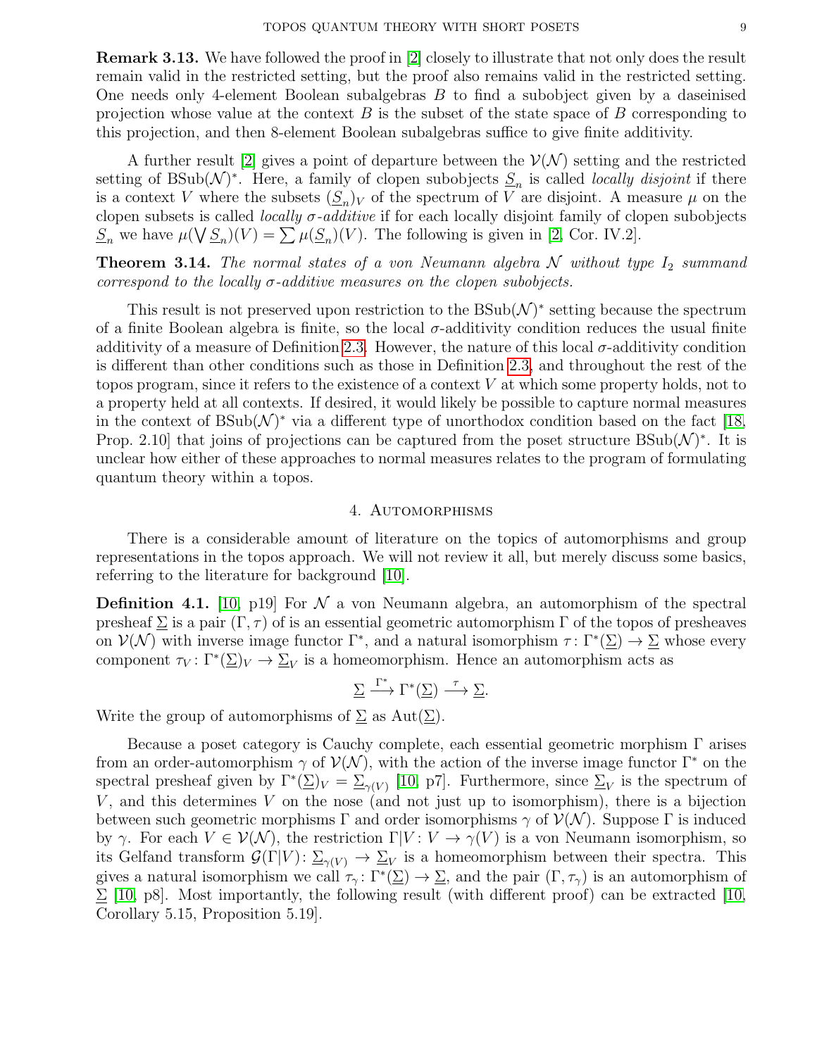**Remark 3.13.** We have followed the proof in [2] closely to illustrate that not only does the result remain valid in the restricted setting, but the proof also remains valid in the restricted setting. One needs only 4-element Boolean subalgebras $B$ to find a subobject given by a daseinised projection whose value at the context $B$ is the subset of the state space of $B$ corresponding to this projection, and then 8-element Boolean subalgebras suffice to give finite additivity.

A further result [2] gives a point of departure between the $\mathcal{V}(\mathcal{N})$ setting and the restricted setting of $\mathrm{BSub}(\mathcal{N})^*$. Here, a family of clopen subobjects $\underline{S}_n$ is called *locally disjoint* if there is a context $V$ where the subsets $(\underline{S}_n)_V$ of the spectrum of $V$ are disjoint. A measure $\mu$ on the clopen subsets is called *locally $\sigma$-additive* if for each locally disjoint family of clopen subobjects $\underline{S}_n$ we have $\mu(\bigvee \underline{S}_n)(V) = \sum \mu(\underline{S}_n)(V)$. The following is given in [2, Cor. IV.2].

**Theorem 3.14.** *The normal states of a von Neumann algebra $\mathcal{N}$ without type $I_2$ summand correspond to the locally $\sigma$-additive measures on the clopen subobjects.*

This result is not preserved upon restriction to the $\mathrm{BSub}(\mathcal{N})^*$ setting because the spectrum of a finite Boolean algebra is finite, so the local $\sigma$-additivity condition reduces the usual finite additivity of a measure of Definition 2.3. However, the nature of this local $\sigma$-additivity condition is different than other conditions such as those in Definition 2.3, and throughout the rest of the topos program, since it refers to the existence of a context $V$ at which some property holds, not to a property held at all contexts. If desired, it would likely be possible to capture normal measures in the context of $\mathrm{BSub}(\mathcal{N})^*$ via a different type of unorthodox condition based on the fact [18, Prop. 2.10] that joins of projections can be captured from the poset structure $\mathrm{BSub}(\mathcal{N})^*$. It is unclear how either of these approaches to normal measures relates to the program of formulating quantum theory within a topos.

## 4. Automorphisms

There is a considerable amount of literature on the topics of automorphisms and group representations in the topos approach. We will not review it all, but merely discuss some basics, referring to the literature for background [10].

**Definition 4.1.** [10, p19] For $\mathcal{N}$ a von Neumann algebra, an automorphism of the spectral presheaf $\underline{\Sigma}$ is a pair $(\Gamma, \tau)$ of is an essential geometric automorphism $\Gamma$ of the topos of presheaves on $\mathcal{V}(\mathcal{N})$ with inverse image functor $\Gamma^*$, and a natural isomorphism $\tau\colon \Gamma^*(\underline{\Sigma}) \to \underline{\Sigma}$ whose every component $\tau_V\colon \Gamma^*(\underline{\Sigma})_V \to \underline{\Sigma}_V$ is a homeomorphism. Hence an automorphism acts as

$$\underline{\Sigma} \xrightarrow{\Gamma^*} \Gamma^*(\underline{\Sigma}) \xrightarrow{\tau} \underline{\Sigma}.$$

Write the group of automorphisms of $\underline{\Sigma}$ as $\mathrm{Aut}(\underline{\Sigma})$.

Because a poset category is Cauchy complete, each essential geometric morphism $\Gamma$ arises from an order-automorphism $\gamma$ of $\mathcal{V}(\mathcal{N})$, with the action of the inverse image functor $\Gamma^*$ on the spectral presheaf given by $\Gamma^*(\underline{\Sigma})_V = \underline{\Sigma}_{\gamma(V)}$ [10, p7]. Furthermore, since $\underline{\Sigma}_V$ is the spectrum of $V$, and this determines $V$ on the nose (and not just up to isomorphism), there is a bijection between such geometric morphisms $\Gamma$ and order isomorphisms $\gamma$ of $\mathcal{V}(\mathcal{N})$. Suppose $\Gamma$ is induced by $\gamma$. For each $V \in \mathcal{V}(\mathcal{N})$, the restriction $\Gamma|V\colon V \to \gamma(V)$ is a von Neumann isomorphism, so its Gelfand transform $\mathcal{G}(\Gamma|V)\colon \underline{\Sigma}_{\gamma(V)} \to \underline{\Sigma}_V$ is a homeomorphism between their spectra. This gives a natural isomorphism we call $\tau_\gamma\colon \Gamma^*(\underline{\Sigma}) \to \underline{\Sigma}$, and the pair $(\Gamma, \tau_\gamma)$ is an automorphism of $\underline{\Sigma}$ [10, p8]. Most importantly, the following result (with different proof) can be extracted [10, Corollary 5.15, Proposition 5.19].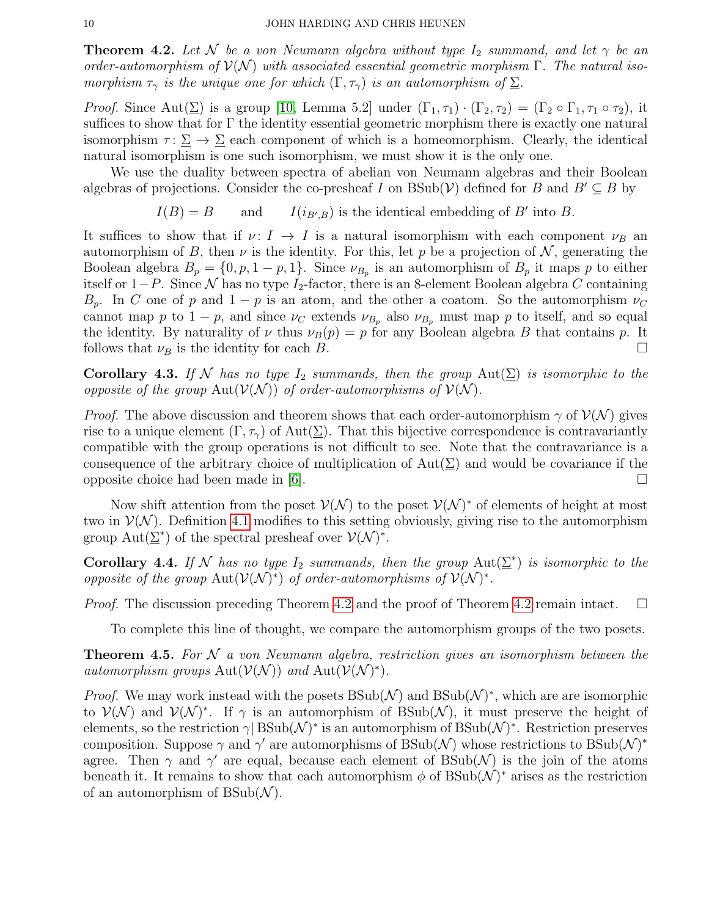**Theorem 4.2.** *Let $\mathcal{N}$ be a von Neumann algebra without type $I_2$ summand, and let $\gamma$ be an order-automorphism of $\mathcal{V}(\mathcal{N})$ with associated essential geometric morphism $\Gamma$. The natural isomorphism $\tau_\gamma$ is the unique one for which $(\Gamma, \tau_\gamma)$ is an automorphism of $\underline{\Sigma}$.*

*Proof.* Since $\mathrm{Aut}(\underline{\Sigma})$ is a group [10, Lemma 5.2] under $(\Gamma_1, \tau_1) \cdot (\Gamma_2, \tau_2) = (\Gamma_2 \circ \Gamma_1, \tau_1 \circ \tau_2)$, it suffices to show that for $\Gamma$ the identity essential geometric morphism there is exactly one natural isomorphism $\tau \colon \underline{\Sigma} \to \underline{\Sigma}$ each component of which is a homeomorphism. Clearly, the identical natural isomorphism is one such isomorphism, we must show it is the only one.

We use the duality between spectra of abelian von Neumann algebras and their Boolean algebras of projections. Consider the co-presheaf $I$ on $\mathrm{BSub}(\mathcal{V})$ defined for $B$ and $B' \subseteq B$ by

$$I(B) = B \qquad \text{and} \qquad I(i_{B',B}) \text{ is the identical embedding of } B' \text{ into } B.$$

It suffices to show that if $\nu \colon I \to I$ is a natural isomorphism with each component $\nu_B$ an automorphism of $B$, then $\nu$ is the identity. For this, let $p$ be a projection of $\mathcal{N}$, generating the Boolean algebra $B_p = \{0, p, 1-p, 1\}$. Since $\nu_{B_p}$ is an automorphism of $B_p$ it maps $p$ to either itself or $1-P$. Since $\mathcal{N}$ has no type $I_2$-factor, there is an 8-element Boolean algebra $C$ containing $B_p$. In $C$ one of $p$ and $1-p$ is an atom, and the other a coatom. So the automorphism $\nu_C$ cannot map $p$ to $1-p$, and since $\nu_C$ extends $\nu_{B_p}$ also $\nu_{B_p}$ must map $p$ to itself, and so equal the identity. By naturality of $\nu$ thus $\nu_B(p) = p$ for any Boolean algebra $B$ that contains $p$. It follows that $\nu_B$ is the identity for each $B$. $\square$

**Corollary 4.3.** *If $\mathcal{N}$ has no type $I_2$ summands, then the group $\mathrm{Aut}(\underline{\Sigma})$ is isomorphic to the opposite of the group $\mathrm{Aut}(\mathcal{V}(\mathcal{N}))$ of order-automorphisms of $\mathcal{V}(\mathcal{N})$.*

*Proof.* The above discussion and theorem shows that each order-automorphism $\gamma$ of $\mathcal{V}(\mathcal{N})$ gives rise to a unique element $(\Gamma, \tau_\gamma)$ of $\mathrm{Aut}(\underline{\Sigma})$. That this bijective correspondence is contravariantly compatible with the group operations is not difficult to see. Note that the contravariance is a consequence of the arbitrary choice of multiplication of $\mathrm{Aut}(\underline{\Sigma})$ and would be covariance if the opposite choice had been made in [6]. $\square$

Now shift attention from the poset $\mathcal{V}(\mathcal{N})$ to the poset $\mathcal{V}(\mathcal{N})^*$ of elements of height at most two in $\mathcal{V}(\mathcal{N})$. Definition 4.1 modifies to this setting obviously, giving rise to the automorphism group $\mathrm{Aut}(\underline{\Sigma}^*)$ of the spectral presheaf over $\mathcal{V}(\mathcal{N})^*$.

**Corollary 4.4.** *If $\mathcal{N}$ has no type $I_2$ summands, then the group $\mathrm{Aut}(\underline{\Sigma}^*)$ is isomorphic to the opposite of the group $\mathrm{Aut}(\mathcal{V}(\mathcal{N})^*)$ of order-automorphisms of $\mathcal{V}(\mathcal{N})^*$.*

*Proof.* The discussion preceding Theorem 4.2 and the proof of Theorem 4.2 remain intact. $\square$

To complete this line of thought, we compare the automorphism groups of the two posets.

**Theorem 4.5.** *For $\mathcal{N}$ a von Neumann algebra, restriction gives an isomorphism between the automorphism groups $\mathrm{Aut}(\mathcal{V}(\mathcal{N}))$ and $\mathrm{Aut}(\mathcal{V}(\mathcal{N})^*)$.*

*Proof.* We may work instead with the posets $\mathrm{BSub}(\mathcal{N})$ and $\mathrm{BSub}(\mathcal{N})^*$, which are are isomorphic to $\mathcal{V}(\mathcal{N})$ and $\mathcal{V}(\mathcal{N})^*$. If $\gamma$ is an automorphism of $\mathrm{BSub}(\mathcal{N})$, it must preserve the height of elements, so the restriction $\gamma|\,\mathrm{BSub}(\mathcal{N})^*$ is an automorphism of $\mathrm{BSub}(\mathcal{N})^*$. Restriction preserves composition. Suppose $\gamma$ and $\gamma'$ are automorphisms of $\mathrm{BSub}(\mathcal{N})$ whose restrictions to $\mathrm{BSub}(\mathcal{N})^*$ agree. Then $\gamma$ and $\gamma'$ are equal, because each element of $\mathrm{BSub}(\mathcal{N})$ is the join of the atoms beneath it. It remains to show that each automorphism $\phi$ of $\mathrm{BSub}(\mathcal{N})^*$ arises as the restriction of an automorphism of $\mathrm{BSub}(\mathcal{N})$.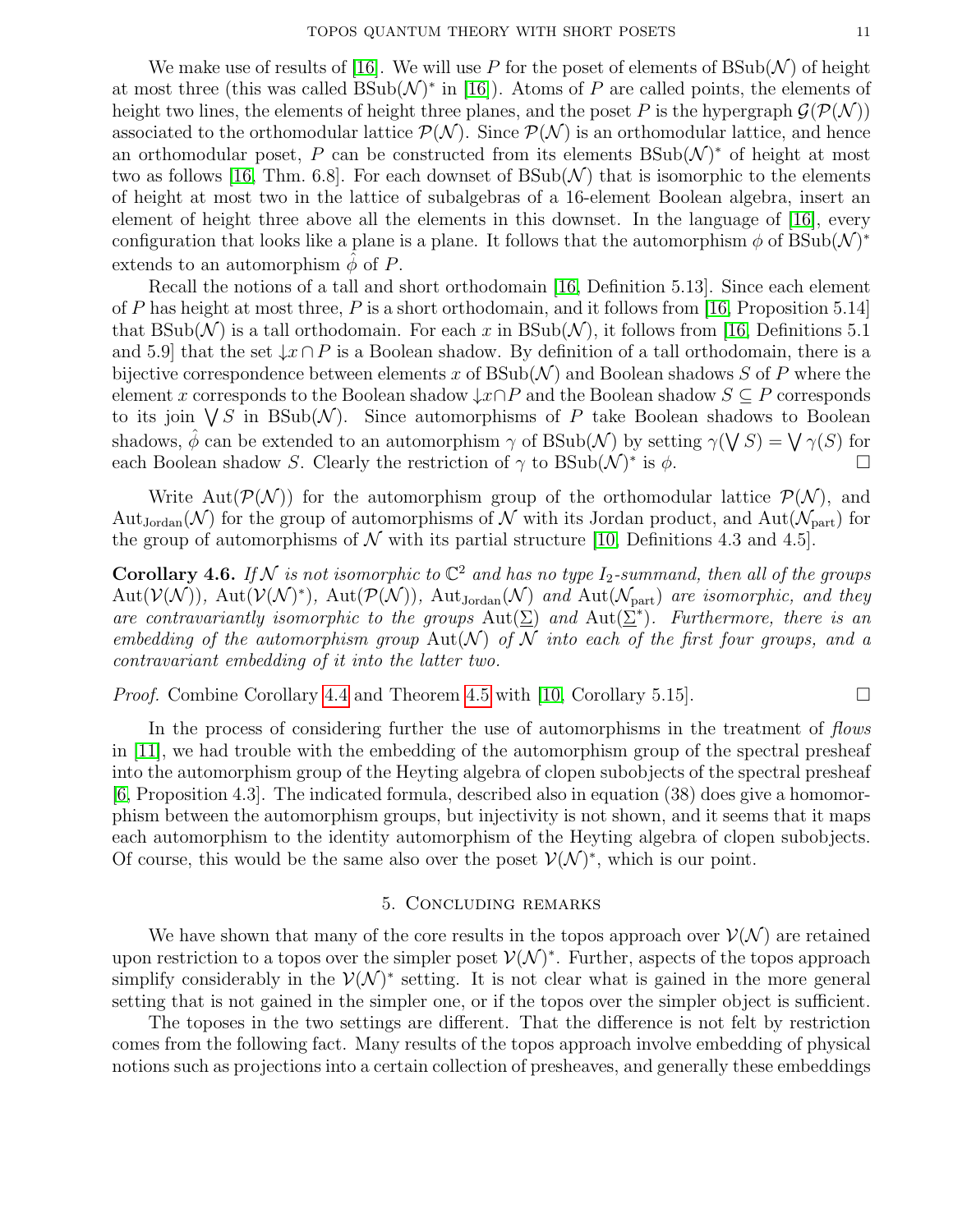We make use of results of [16]. We will use $P$ for the poset of elements of $\mathrm{BSub}(\mathcal{N})$ of height at most three (this was called $\mathrm{BSub}(\mathcal{N})^*$ in [16]). Atoms of $P$ are called points, the elements of height two lines, the elements of height three planes, and the poset $P$ is the hypergraph $\mathcal{G}(\mathcal{P}(\mathcal{N}))$ associated to the orthomodular lattice $\mathcal{P}(\mathcal{N})$. Since $\mathcal{P}(\mathcal{N})$ is an orthomodular lattice, and hence an orthomodular poset, $P$ can be constructed from its elements $\mathrm{BSub}(\mathcal{N})^*$ of height at most two as follows [16, Thm. 6.8]. For each downset of $\mathrm{BSub}(\mathcal{N})$ that is isomorphic to the elements of height at most two in the lattice of subalgebras of a 16-element Boolean algebra, insert an element of height three above all the elements in this downset. In the language of [16], every configuration that looks like a plane is a plane. It follows that the automorphism $\phi$ of $\mathrm{BSub}(\mathcal{N})^*$ extends to an automorphism $\hat{\phi}$ of $P$.

Recall the notions of a tall and short orthodomain [16, Definition 5.13]. Since each element of $P$ has height at most three, $P$ is a short orthodomain, and it follows from [16, Proposition 5.14] that $\mathrm{BSub}(\mathcal{N})$ is a tall orthodomain. For each $x$ in $\mathrm{BSub}(\mathcal{N})$, it follows from [16, Definitions 5.1 and 5.9] that the set $\downarrow x \cap P$ is a Boolean shadow. By definition of a tall orthodomain, there is a bijective correspondence between elements $x$ of $\mathrm{BSub}(\mathcal{N})$ and Boolean shadows $S$ of $P$ where the element $x$ corresponds to the Boolean shadow $\downarrow x \cap P$ and the Boolean shadow $S \subseteq P$ corresponds to its join $\bigvee S$ in $\mathrm{BSub}(\mathcal{N})$. Since automorphisms of $P$ take Boolean shadows to Boolean shadows, $\hat{\phi}$ can be extended to an automorphism $\gamma$ of $\mathrm{BSub}(\mathcal{N})$ by setting $\gamma(\bigvee S) = \bigvee \gamma(S)$ for each Boolean shadow $S$. Clearly the restriction of $\gamma$ to $\mathrm{BSub}(\mathcal{N})^*$ is $\phi$. □

Write $\mathrm{Aut}(\mathcal{P}(\mathcal{N}))$ for the automorphism group of the orthomodular lattice $\mathcal{P}(\mathcal{N})$, and $\mathrm{Aut}_{\mathrm{Jordan}}(\mathcal{N})$ for the group of automorphisms of $\mathcal{N}$ with its Jordan product, and $\mathrm{Aut}(\mathcal{N}_{\mathrm{part}})$ for the group of automorphisms of $\mathcal{N}$ with its partial structure [10, Definitions 4.3 and 4.5].

**Corollary 4.6.** *If $\mathcal{N}$ is not isomorphic to $\mathbb{C}^2$ and has no type $I_2$-summand, then all of the groups $\mathrm{Aut}(\mathcal{V}(\mathcal{N}))$, $\mathrm{Aut}(\mathcal{V}(\mathcal{N})^*)$, $\mathrm{Aut}(\mathcal{P}(\mathcal{N}))$, $\mathrm{Aut}_{\mathrm{Jordan}}(\mathcal{N})$ and $\mathrm{Aut}(\mathcal{N}_{\mathrm{part}})$ are isomorphic, and they are contravariantly isomorphic to the groups $\mathrm{Aut}(\underline{\Sigma})$ and $\mathrm{Aut}(\underline{\Sigma}^*)$. Furthermore, there is an embedding of the automorphism group $\mathrm{Aut}(\mathcal{N})$ of $\mathcal{N}$ into each of the first four groups, and a contravariant embedding of it into the latter two.*

*Proof.* Combine Corollary 4.4 and Theorem 4.5 with [10, Corollary 5.15]. □

In the process of considering further the use of automorphisms in the treatment of *flows* in [11], we had trouble with the embedding of the automorphism group of the spectral presheaf into the automorphism group of the Heyting algebra of clopen subobjects of the spectral presheaf [6, Proposition 4.3]. The indicated formula, described also in equation (38) does give a homomorphism between the automorphism groups, but injectivity is not shown, and it seems that it maps each automorphism to the identity automorphism of the Heyting algebra of clopen subobjects. Of course, this would be the same also over the poset $\mathcal{V}(\mathcal{N})^*$, which is our point.

## 5. Concluding remarks

We have shown that many of the core results in the topos approach over $\mathcal{V}(\mathcal{N})$ are retained upon restriction to a topos over the simpler poset $\mathcal{V}(\mathcal{N})^*$. Further, aspects of the topos approach simplify considerably in the $\mathcal{V}(\mathcal{N})^*$ setting. It is not clear what is gained in the more general setting that is not gained in the simpler one, or if the topos over the simpler object is sufficient.

The toposes in the two settings are different. That the difference is not felt by restriction comes from the following fact. Many results of the topos approach involve embedding of physical notions such as projections into a certain collection of presheaves, and generally these embeddings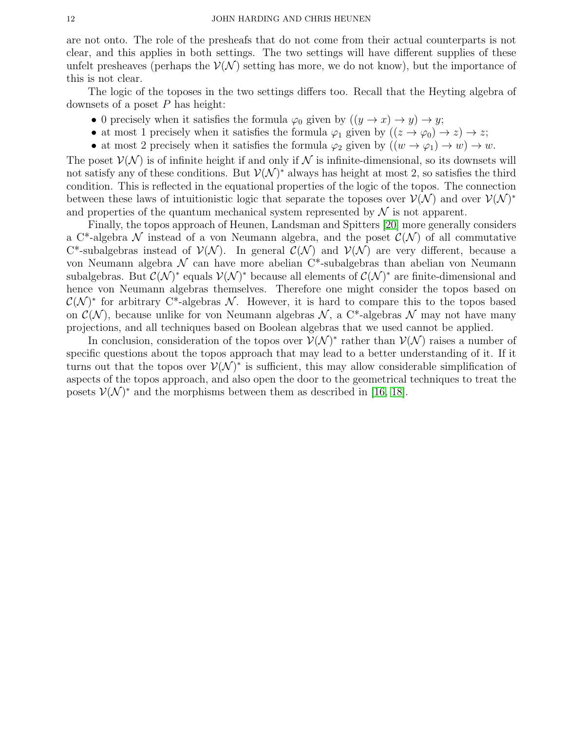are not onto. The role of the presheafs that do not come from their actual counterparts is not clear, and this applies in both settings. The two settings will have different supplies of these unfelt presheaves (perhaps the $\mathcal{V}(\mathcal{N})$ setting has more, we do not know), but the importance of this is not clear.

The logic of the toposes in the two settings differs too. Recall that the Heyting algebra of downsets of a poset $P$ has height:

- 0 precisely when it satisfies the formula $\varphi_0$ given by $((y \to x) \to y) \to y$;
- at most 1 precisely when it satisfies the formula $\varphi_1$ given by $((z \to \varphi_0) \to z) \to z$;
- at most 2 precisely when it satisfies the formula $\varphi_2$ given by $((w \to \varphi_1) \to w) \to w$.

The poset $\mathcal{V}(\mathcal{N})$ is of infinite height if and only if $\mathcal{N}$ is infinite-dimensional, so its downsets will not satisfy any of these conditions. But $\mathcal{V}(\mathcal{N})^*$ always has height at most 2, so satisfies the third condition. This is reflected in the equational properties of the logic of the topos. The connection between these laws of intuitionistic logic that separate the toposes over $\mathcal{V}(\mathcal{N})$ and over $\mathcal{V}(\mathcal{N})^*$ and properties of the quantum mechanical system represented by $\mathcal{N}$ is not apparent.

Finally, the topos approach of Heunen, Landsman and Spitters [20] more generally considers a C\*-algebra $\mathcal{N}$ instead of a von Neumann algebra, and the poset $\mathcal{C}(\mathcal{N})$ of all commutative C\*-subalgebras instead of $\mathcal{V}(\mathcal{N})$. In general $\mathcal{C}(\mathcal{N})$ and $\mathcal{V}(\mathcal{N})$ are very different, because a von Neumann algebra $\mathcal{N}$ can have more abelian C\*-subalgebras than abelian von Neumann subalgebras. But $\mathcal{C}(\mathcal{N})^*$ equals $\mathcal{V}(\mathcal{N})^*$ because all elements of $\mathcal{C}(\mathcal{N})^*$ are finite-dimensional and hence von Neumann algebras themselves. Therefore one might consider the topos based on $\mathcal{C}(\mathcal{N})^*$ for arbitrary C\*-algebras $\mathcal{N}$. However, it is hard to compare this to the topos based on $\mathcal{C}(\mathcal{N})$, because unlike for von Neumann algebras $\mathcal{N}$, a C\*-algebras $\mathcal{N}$ may not have many projections, and all techniques based on Boolean algebras that we used cannot be applied.

In conclusion, consideration of the topos over $\mathcal{V}(\mathcal{N})^*$ rather than $\mathcal{V}(\mathcal{N})$ raises a number of specific questions about the topos approach that may lead to a better understanding of it. If it turns out that the topos over $\mathcal{V}(\mathcal{N})^*$ is sufficient, this may allow considerable simplification of aspects of the topos approach, and also open the door to the geometrical techniques to treat the posets $\mathcal{V}(\mathcal{N})^*$ and the morphisms between them as described in [16, 18].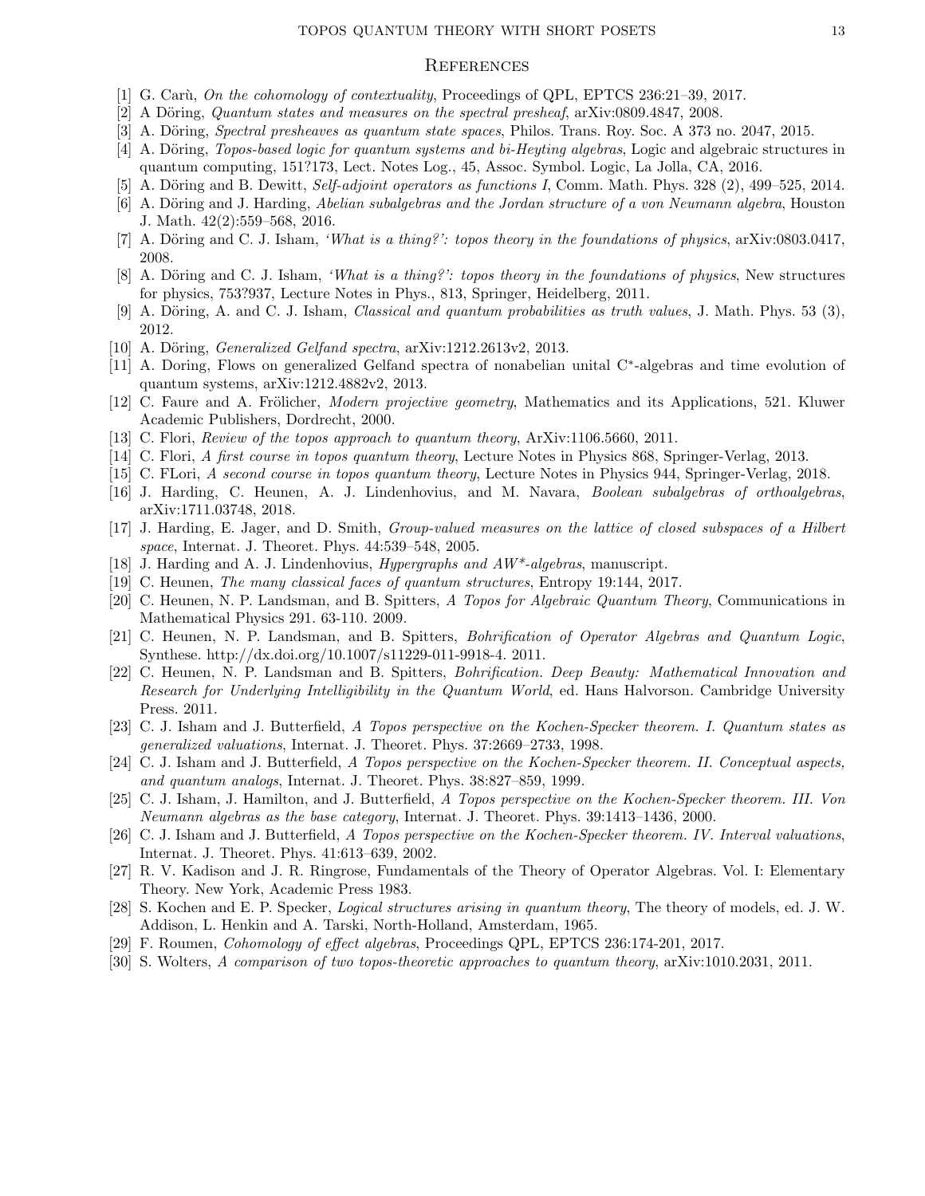## References

[1] G. Carù, *On the cohomology of contextuality*, Proceedings of QPL, EPTCS 236:21–39, 2017.

[2] A Döring, *Quantum states and measures on the spectral presheaf*, arXiv:0809.4847, 2008.

[3] A. Döring, *Spectral presheaves as quantum state spaces*, Philos. Trans. Roy. Soc. A 373 no. 2047, 2015.

[4] A. Döring, *Topos-based logic for quantum systems and bi-Heyting algebras*, Logic and algebraic structures in quantum computing, 151?173, Lect. Notes Log., 45, Assoc. Symbol. Logic, La Jolla, CA, 2016.

[5] A. Döring and B. Dewitt, *Self-adjoint operators as functions I*, Comm. Math. Phys. 328 (2), 499–525, 2014.

[6] A. Döring and J. Harding, *Abelian subalgebras and the Jordan structure of a von Neumann algebra*, Houston J. Math. 42(2):559–568, 2016.

[7] A. Döring and C. J. Isham, *'What is a thing?': topos theory in the foundations of physics*, arXiv:0803.0417, 2008.

[8] A. Döring and C. J. Isham, *'What is a thing?': topos theory in the foundations of physics*, New structures for physics, 753?937, Lecture Notes in Phys., 813, Springer, Heidelberg, 2011.

[9] A. Döring, A. and C. J. Isham, *Classical and quantum probabilities as truth values*, J. Math. Phys. 53 (3), 2012.

[10] A. Döring, *Generalized Gelfand spectra*, arXiv:1212.2613v2, 2013.

[11] A. Doring, Flows on generalized Gelfand spectra of nonabelian unital C$^*$-algebras and time evolution of quantum systems, arXiv:1212.4882v2, 2013.

[12] C. Faure and A. Frölicher, *Modern projective geometry*, Mathematics and its Applications, 521. Kluwer Academic Publishers, Dordrecht, 2000.

[13] C. Flori, *Review of the topos approach to quantum theory*, ArXiv:1106.5660, 2011.

[14] C. Flori, *A first course in topos quantum theory*, Lecture Notes in Physics 868, Springer-Verlag, 2013.

[15] C. FLori, *A second course in topos quantum theory*, Lecture Notes in Physics 944, Springer-Verlag, 2018.

[16] J. Harding, C. Heunen, A. J. Lindenhovius, and M. Navara, *Boolean subalgebras of orthoalgebras*, arXiv:1711.03748, 2018.

[17] J. Harding, E. Jager, and D. Smith, *Group-valued measures on the lattice of closed subspaces of a Hilbert space*, Internat. J. Theoret. Phys. 44:539–548, 2005.

[18] J. Harding and A. J. Lindenhovius, *Hypergraphs and AW\*-algebras*, manuscript.

[19] C. Heunen, *The many classical faces of quantum structures*, Entropy 19:144, 2017.

[20] C. Heunen, N. P. Landsman, and B. Spitters, *A Topos for Algebraic Quantum Theory*, Communications in Mathematical Physics 291. 63-110. 2009.

[21] C. Heunen, N. P. Landsman, and B. Spitters, *Bohrification of Operator Algebras and Quantum Logic*, Synthese. http://dx.doi.org/10.1007/s11229-011-9918-4. 2011.

[22] C. Heunen, N. P. Landsman and B. Spitters, *Bohrification. Deep Beauty: Mathematical Innovation and Research for Underlying Intelligibility in the Quantum World*, ed. Hans Halvorson. Cambridge University Press. 2011.

[23] C. J. Isham and J. Butterfield, *A Topos perspective on the Kochen-Specker theorem. I. Quantum states as generalized valuations*, Internat. J. Theoret. Phys. 37:2669–2733, 1998.

[24] C. J. Isham and J. Butterfield, *A Topos perspective on the Kochen-Specker theorem. II. Conceptual aspects, and quantum analogs*, Internat. J. Theoret. Phys. 38:827–859, 1999.

[25] C. J. Isham, J. Hamilton, and J. Butterfield, *A Topos perspective on the Kochen-Specker theorem. III. Von Neumann algebras as the base category*, Internat. J. Theoret. Phys. 39:1413–1436, 2000.

[26] C. J. Isham and J. Butterfield, *A Topos perspective on the Kochen-Specker theorem. IV. Interval valuations*, Internat. J. Theoret. Phys. 41:613–639, 2002.

[27] R. V. Kadison and J. R. Ringrose, Fundamentals of the Theory of Operator Algebras. Vol. I: Elementary Theory. New York, Academic Press 1983.

[28] S. Kochen and E. P. Specker, *Logical structures arising in quantum theory*, The theory of models, ed. J. W. Addison, L. Henkin and A. Tarski, North-Holland, Amsterdam, 1965.

[29] F. Roumen, *Cohomology of effect algebras*, Proceedings QPL, EPTCS 236:174-201, 2017.

[30] S. Wolters, *A comparison of two topos-theoretic approaches to quantum theory*, arXiv:1010.2031, 2011.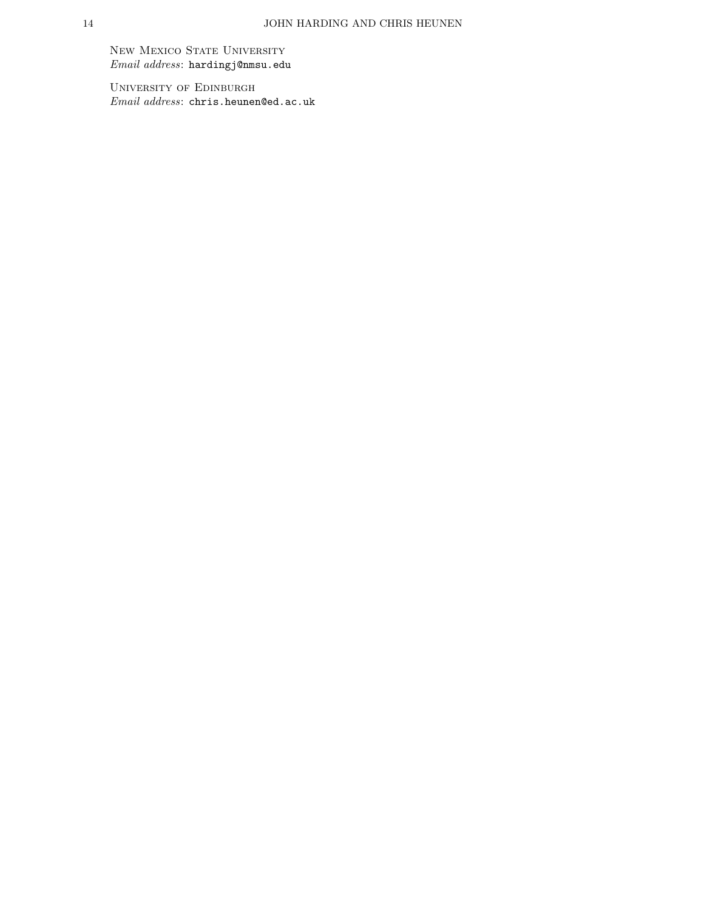New Mexico State University
*Email address*: hardingj@nmsu.edu

University of Edinburgh
*Email address*: chris.heunen@ed.ac.uk